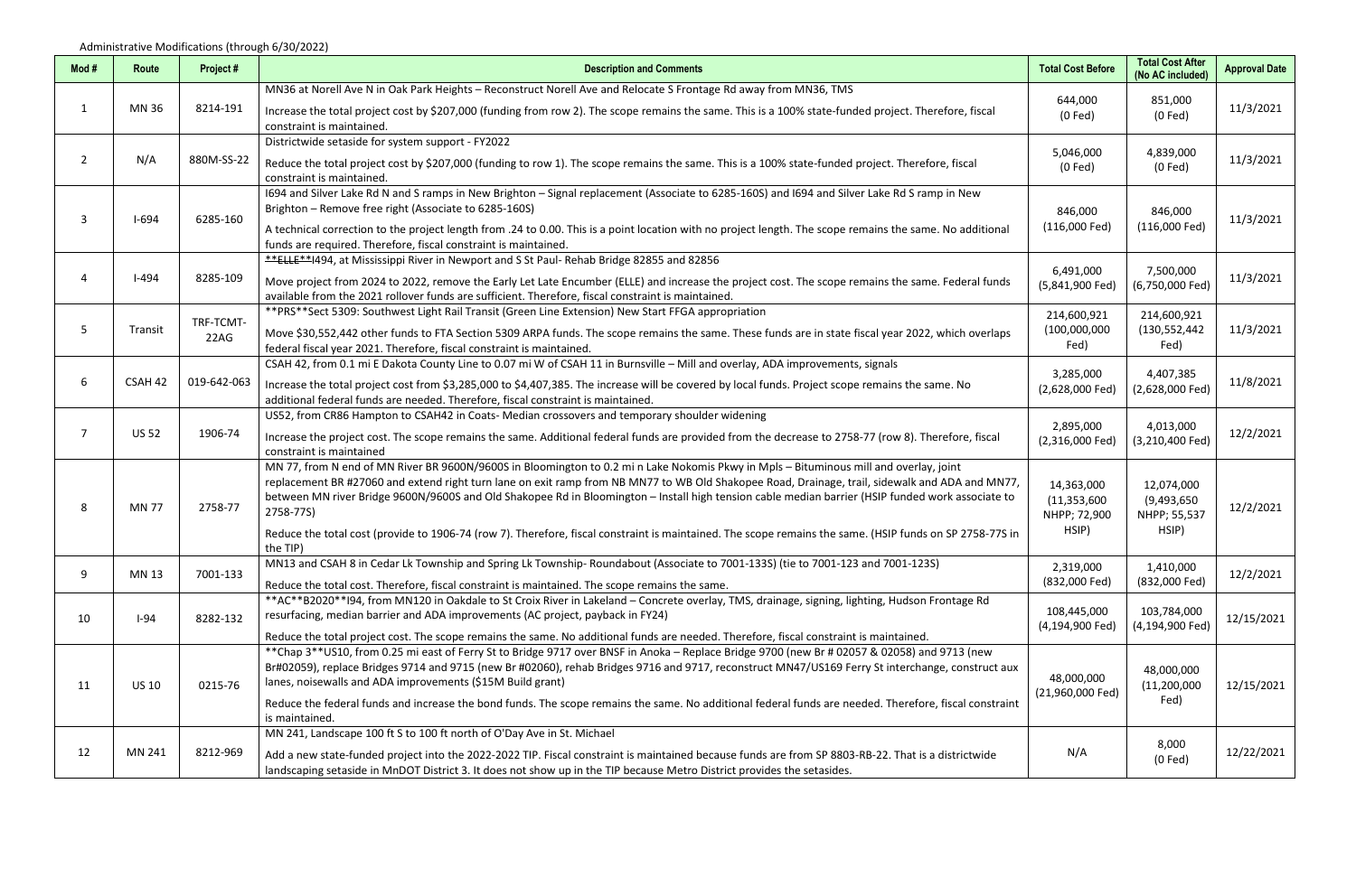Administrative Modifications (through 6/30/2022)

| Mod # | Route | Project # | Description and Comments | Total Cost Before | Total Cost After (No AC included) | Approval Date |
|---|---|---|---|---|---|---|
| 1 | MN 36 | 8214-191 | MN36 at Norell Ave N in Oak Park Heights – Reconstruct Norell Ave and Relocate S Frontage Rd away from MN36, TMS<br><br>Increase the total project cost by $207,000 (funding from row 2). The scope remains the same. This is a 100% state-funded project. Therefore, fiscal constraint is maintained. | 644,000 (0 Fed) | 851,000 (0 Fed) | 11/3/2021 |
| 2 | N/A | 880M-SS-22 | Districtwide setaside for system support - FY2022<br><br>Reduce the total project cost by $207,000 (funding to row 1). The scope remains the same. This is a 100% state-funded project. Therefore, fiscal constraint is maintained. | 5,046,000 (0 Fed) | 4,839,000 (0 Fed) | 11/3/2021 |
| 3 | I-694 | 6285-160 | I694 and Silver Lake Rd N and S ramps in New Brighton – Signal replacement (Associate to 6285-160S) and I694 and Silver Lake Rd S ramp in New Brighton – Remove free right (Associate to 6285-160S)<br><br>A technical correction to the project length from .24 to 0.00. This is a point location with no project length. The scope remains the same. No additional funds are required. Therefore, fiscal constraint is maintained. | 846,000 (116,000 Fed) | 846,000 (116,000 Fed) | 11/3/2021 |
| 4 | I-494 | 8285-109 | ~~**ELLE**~~I494, at Mississippi River in Newport and S St Paul- Rehab Bridge 82855 and 82856<br><br>Move project from 2024 to 2022, remove the Early Let Late Encumber (ELLE) and increase the project cost. The scope remains the same. Federal funds available from the 2021 rollover funds are sufficient. Therefore, fiscal constraint is maintained. | 6,491,000 (5,841,900 Fed) | 7,500,000 (6,750,000 Fed) | 11/3/2021 |
| 5 | Transit | TRF-TCMT-22AG | **PRS**Sect 5309: Southwest Light Rail Transit (Green Line Extension) New Start FFGA appropriation<br><br>Move $30,552,442 other funds to FTA Section 5309 ARPA funds. The scope remains the same. These funds are in state fiscal year 2022, which overlaps federal fiscal year 2021. Therefore, fiscal constraint is maintained. | 214,600,921 (100,000,000 Fed) | 214,600,921 (130,552,442 Fed) | 11/3/2021 |
| 6 | CSAH 42 | 019-642-063 | CSAH 42, from 0.1 mi E Dakota County Line to 0.07 mi W of CSAH 11 in Burnsville – Mill and overlay, ADA improvements, signals<br><br>Increase the total project cost from $3,285,000 to $4,407,385. The increase will be covered by local funds. Project scope remains the same. No additional federal funds are needed. Therefore, fiscal constraint is maintained. | 3,285,000 (2,628,000 Fed) | 4,407,385 (2,628,000 Fed) | 11/8/2021 |
| 7 | US 52 | 1906-74 | US52, from CR86 Hampton to CSAH42 in Coats- Median crossovers and temporary shoulder widening<br><br>Increase the project cost. The scope remains the same. Additional federal funds are provided from the decrease to 2758-77 (row 8). Therefore, fiscal constraint is maintained | 2,895,000 (2,316,000 Fed) | 4,013,000 (3,210,400 Fed) | 12/2/2021 |
| 8 | MN 77 | 2758-77 | MN 77, from N end of MN River BR 9600N/9600S in Bloomington to 0.2 mi n Lake Nokomis Pkwy in Mpls – Bituminous mill and overlay, joint replacement BR #27060 and extend right turn lane on exit ramp from NB MN77 to WB Old Shakopee Road, Drainage, trail, sidewalk and ADA and MN77, between MN river Bridge 9600N/9600S and Old Shakopee Rd in Bloomington – Install high tension cable median barrier (HSIP funded work associate to 2758-77S)<br><br>Reduce the total cost (provide to 1906-74 (row 7). Therefore, fiscal constraint is maintained. The scope remains the same. (HSIP funds on SP 2758-77S in the TIP) | 14,363,000 (11,353,600 NHPP; 72,900 HSIP) | 12,074,000 (9,493,650 NHPP; 55,537 HSIP) | 12/2/2021 |
| 9 | MN 13 | 7001-133 | MN13 and CSAH 8 in Cedar Lk Township and Spring Lk Township- Roundabout (Associate to 7001-133S) (tie to 7001-123 and 7001-123S)<br><br>Reduce the total cost. Therefore, fiscal constraint is maintained. The scope remains the same. | 2,319,000 (832,000 Fed) | 1,410,000 (832,000 Fed) | 12/2/2021 |
| 10 | I-94 | 8282-132 | **AC**B2020**I94, from MN120 in Oakdale to St Croix River in Lakeland – Concrete overlay, TMS, drainage, signing, lighting, Hudson Frontage Rd resurfacing, median barrier and ADA improvements (AC project, payback in FY24)<br><br>Reduce the total project cost. The scope remains the same. No additional funds are needed. Therefore, fiscal constraint is maintained. | 108,445,000 (4,194,900 Fed) | 103,784,000 (4,194,900 Fed) | 12/15/2021 |
| 11 | US 10 | 0215-76 | **Chap 3**US10, from 0.25 mi east of Ferry St to Bridge 9717 over BNSF in Anoka – Replace Bridge 9700 (new Br # 02057 & 02058) and 9713 (new Br#02059), replace Bridges 9714 and 9715 (new Br #02060), rehab Bridges 9716 and 9717, reconstruct MN47/US169 Ferry St interchange, construct aux lanes, noisewalls and ADA improvements ($15M Build grant)<br><br>Reduce the federal funds and increase the bond funds. The scope remains the same. No additional federal funds are needed. Therefore, fiscal constraint is maintained. | 48,000,000 (21,960,000 Fed) | 48,000,000 (11,200,000 Fed) | 12/15/2021 |
| 12 | MN 241 | 8212-969 | MN 241, Landscape 100 ft S to 100 ft north of O'Day Ave in St. Michael<br><br>Add a new state-funded project into the 2022-2022 TIP. Fiscal constraint is maintained because funds are from SP 8803-RB-22. That is a districtwide landscaping setaside in MnDOT District 3. It does not show up in the TIP because Metro District provides the setasides. | N/A | 8,000 (0 Fed) | 12/22/2021 |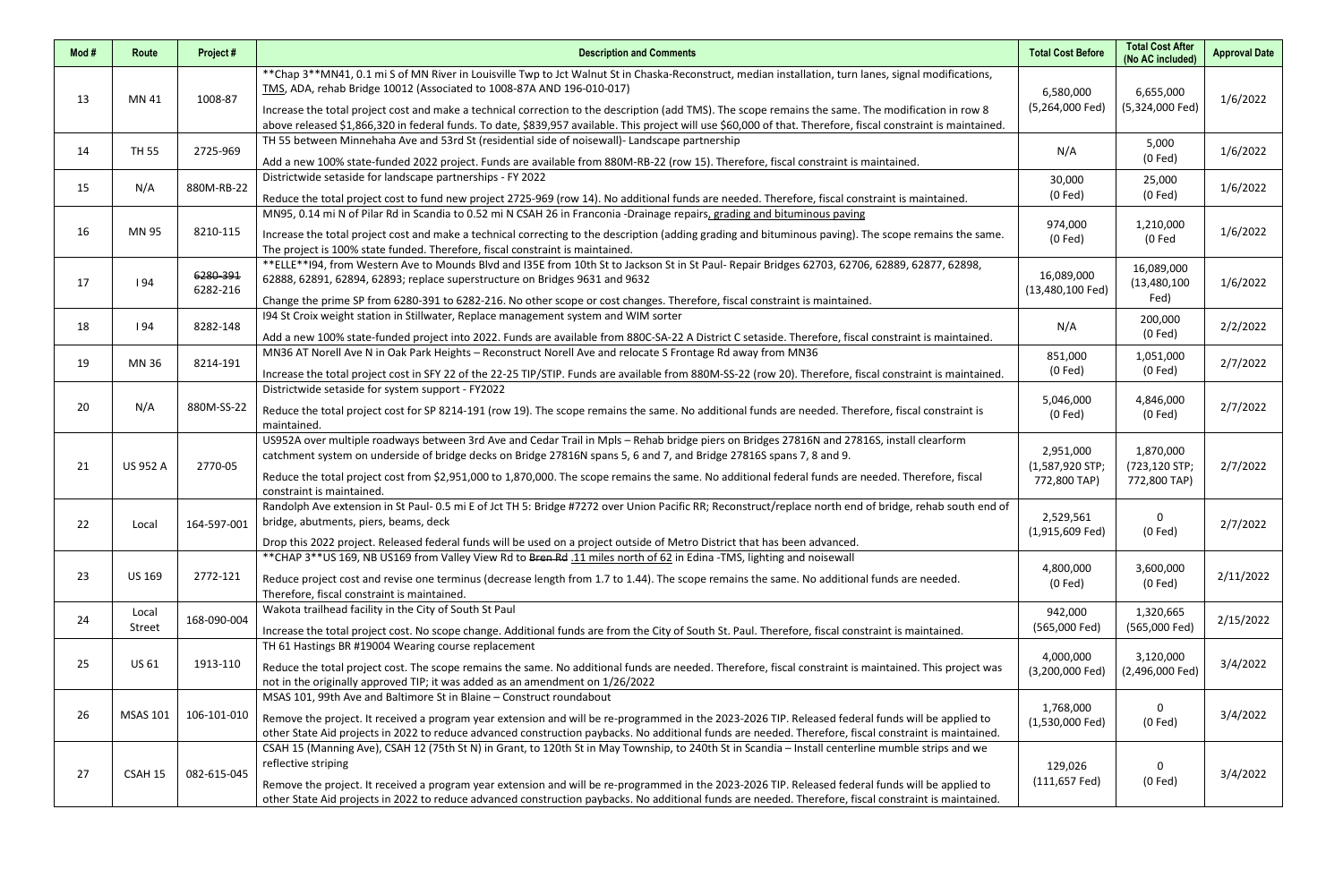| Mod # | Route | Project # | Description and Comments | Total Cost Before | Total Cost After (No AC included) | Approval Date |
|---|---|---|---|---|---|---|
| 13 | MN 41 | 1008-87 | **Chap 3**MN41, 0.1 mi S of MN River in Louisville Twp to Jct Walnut St in Chaska-Reconstruct, median installation, turn lanes, signal modifications, TMS, ADA, rehab Bridge 10012 (Associated to 1008-87A AND 196-010-017)<br><br>Increase the total project cost and make a technical correction to the description (add TMS). The scope remains the same. The modification in row 8 above released $1,866,320 in federal funds. To date, $839,957 available. This project will use $60,000 of that. Therefore, fiscal constraint is maintained. | 6,580,000 (5,264,000 Fed) | 6,655,000 (5,324,000 Fed) | 1/6/2022 |
| 14 | TH 55 | 2725-969 | TH 55 between Minnehaha Ave and 53rd St (residential side of noisewall)- Landscape partnership<br><br>Add a new 100% state-funded 2022 project. Funds are available from 880M-RB-22 (row 15). Therefore, fiscal constraint is maintained. | N/A | 5,000 (0 Fed) | 1/6/2022 |
| 15 | N/A | 880M-RB-22 | Districtwide setaside for landscape partnerships - FY 2022<br><br>Reduce the total project cost to fund new project 2725-969 (row 14). No additional funds are needed. Therefore, fiscal constraint is maintained. | 30,000 (0 Fed) | 25,000 (0 Fed) | 1/6/2022 |
| 16 | MN 95 | 8210-115 | MN95, 0.14 mi N of Pilar Rd in Scandia to 0.52 mi N CSAH 26 in Franconia -Drainage repairs, grading and bituminous paving<br><br>Increase the total project cost and make a technical correcting to the description (adding grading and bituminous paving). The scope remains the same. The project is 100% state funded. Therefore, fiscal constraint is maintained. | 974,000 (0 Fed) | 1,210,000 (0 Fed | 1/6/2022 |
| 17 | I 94 | ~~6280-391~~ 6282-216 | **ELLE**I94, from Western Ave to Mounds Blvd and I35E from 10th St to Jackson St in St Paul- Repair Bridges 62703, 62706, 62889, 62877, 62898, 62888, 62891, 62894, 62893; replace superstructure on Bridges 9631 and 9632<br><br>Change the prime SP from 6280-391 to 6282-216. No other scope or cost changes. Therefore, fiscal constraint is maintained. | 16,089,000 (13,480,100 Fed) | 16,089,000 (13,480,100 Fed) | 1/6/2022 |
| 18 | I 94 | 8282-148 | I94 St Croix weight station in Stillwater, Replace management system and WIM sorter<br><br>Add a new 100% state-funded project into 2022. Funds are available from 880C-SA-22 A District C setaside. Therefore, fiscal constraint is maintained. | N/A | 200,000 (0 Fed) | 2/2/2022 |
| 19 | MN 36 | 8214-191 | MN36 AT Norell Ave N in Oak Park Heights – Reconstruct Norell Ave and relocate S Frontage Rd away from MN36<br><br>Increase the total project cost in SFY 22 of the 22-25 TIP/STIP. Funds are available from 880M-SS-22 (row 20). Therefore, fiscal constraint is maintained. | 851,000 (0 Fed) | 1,051,000 (0 Fed) | 2/7/2022 |
| 20 | N/A | 880M-SS-22 | Districtwide setaside for system support - FY2022<br><br>Reduce the total project cost for SP 8214-191 (row 19). The scope remains the same. No additional funds are needed. Therefore, fiscal constraint is maintained. | 5,046,000 (0 Fed) | 4,846,000 (0 Fed) | 2/7/2022 |
| 21 | US 952 A | 2770-05 | US952A over multiple roadways between 3rd Ave and Cedar Trail in Mpls – Rehab bridge piers on Bridges 27816N and 27816S, install clearform catchment system on underside of bridge decks on Bridge 27816N spans 5, 6 and 7, and Bridge 27816S spans 7, 8 and 9.<br><br>Reduce the total project cost from $2,951,000 to 1,870,000. The scope remains the same. No additional federal funds are needed. Therefore, fiscal constraint is maintained. | 2,951,000 (1,587,920 STP; 772,800 TAP) | 1,870,000 (723,120 STP; 772,800 TAP) | 2/7/2022 |
| 22 | Local | 164-597-001 | Randolph Ave extension in St Paul- 0.5 mi E of Jct TH 5: Bridge #7272 over Union Pacific RR; Reconstruct/replace north end of bridge, rehab south end of bridge, abutments, piers, beams, deck<br><br>Drop this 2022 project. Released federal funds will be used on a project outside of Metro District that has been advanced. | 2,529,561 (1,915,609 Fed) | 0 (0 Fed) | 2/7/2022 |
| 23 | US 169 | 2772-121 | **CHAP 3**US 169, NB US169 from Valley View Rd to ~~Bren Rd~~ .11 miles north of 62 in Edina -TMS, lighting and noisewall<br><br>Reduce project cost and revise one terminus (decrease length from 1.7 to 1.44). The scope remains the same. No additional funds are needed. Therefore, fiscal constraint is maintained. | 4,800,000 (0 Fed) | 3,600,000 (0 Fed) | 2/11/2022 |
| 24 | Local Street | 168-090-004 | Wakota trailhead facility in the City of South St Paul<br><br>Increase the total project cost. No scope change. Additional funds are from the City of South St. Paul. Therefore, fiscal constraint is maintained. | 942,000 (565,000 Fed) | 1,320,665 (565,000 Fed) | 2/15/2022 |
| 25 | US 61 | 1913-110 | TH 61 Hastings BR #19004 Wearing course replacement<br><br>Reduce the total project cost. The scope remains the same. No additional funds are needed. Therefore, fiscal constraint is maintained. This project was not in the originally approved TIP; it was added as an amendment on 1/26/2022 | 4,000,000 (3,200,000 Fed) | 3,120,000 (2,496,000 Fed) | 3/4/2022 |
| 26 | MSAS 101 | 106-101-010 | MSAS 101, 99th Ave and Baltimore St in Blaine – Construct roundabout<br><br>Remove the project. It received a program year extension and will be re-programmed in the 2023-2026 TIP. Released federal funds will be applied to other State Aid projects in 2022 to reduce advanced construction paybacks. No additional funds are needed. Therefore, fiscal constraint is maintained. | 1,768,000 (1,530,000 Fed) | 0 (0 Fed) | 3/4/2022 |
| 27 | CSAH 15 | 082-615-045 | CSAH 15 (Manning Ave), CSAH 12 (75th St N) in Grant, to 120th St in May Township, to 240th St in Scandia – Install centerline mumble strips and we reflective striping<br><br>Remove the project. It received a program year extension and will be re-programmed in the 2023-2026 TIP. Released federal funds will be applied to other State Aid projects in 2022 to reduce advanced construction paybacks. No additional funds are needed. Therefore, fiscal constraint is maintained. | 129,026 (111,657 Fed) | 0 (0 Fed) | 3/4/2022 |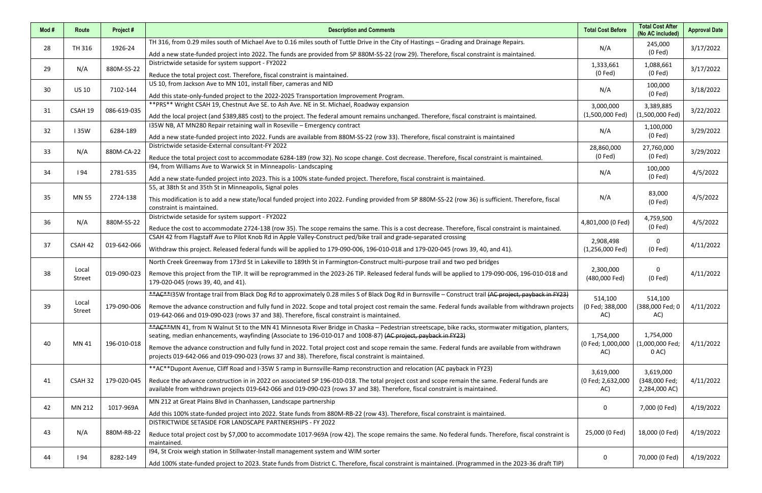| Mod # | Route | Project # | Description and Comments | Total Cost Before | Total Cost After (No AC included) | Approval Date |
|---|---|---|---|---|---|---|
| 28 | TH 316 | 1926-24 | TH 316, from 0.29 miles south of Michael Ave to 0.16 miles south of Tuttle Drive in the City of Hastings – Grading and Drainage Repairs.<br>Add a new state-funded project into 2022. The funds are provided from SP 880M-SS-22 (row 29). Therefore, fiscal constraint is maintained. | N/A | 245,000 (0 Fed) | 3/17/2022 |
| 29 | N/A | 880M-SS-22 | Districtwide setaside for system support - FY2022<br>Reduce the total project cost. Therefore, fiscal constraint is maintained. | 1,333,661 (0 Fed) | 1,088,661 (0 Fed) | 3/17/2022 |
| 30 | US 10 | 7102-144 | US 10, from Jackson Ave to MN 101, install fiber, cameras and NID<br>Add this state-only-funded project to the 2022-2025 Transportation Improvement Program. | N/A | 100,000 (0 Fed) | 3/18/2022 |
| 31 | CSAH 19 | 086-619-035 | **PRS** Wright CSAH 19, Chestnut Ave SE. to Ash Ave. NE in St. Michael, Roadway expansion<br>Add the local project (and $389,885 cost) to the project. The federal amount remains unchanged. Therefore, fiscal constraint is maintained. | 3,000,000 (1,500,000 Fed) | 3,389,885 (1,500,000 Fed) | 3/22/2022 |
| 32 | I 35W | 6284-189 | I35W NB, AT MN280 Repair retaining wall in Roseville – Emergency contract<br>Add a new state-funded project into 2022. Funds are available from 880M-SS-22 (row 33). Therefore, fiscal constraint is maintained | N/A | 1,100,000 (0 Fed) | 3/29/2022 |
| 33 | N/A | 880M-CA-22 | Districtwide setaside-External consultant-FY 2022<br>Reduce the total project cost to accommodate 6284-189 (row 32). No scope change. Cost decrease. Therefore, fiscal constraint is maintained. | 28,860,000 (0 Fed) | 27,760,000 (0 Fed) | 3/29/2022 |
| 34 | I 94 | 2781-535 | I94, from Williams Ave to Warwick St in Minneapolis- Landscaping<br>Add a new state-funded project into 2023. This is a 100% state-funded project. Therefore, fiscal constraint is maintained. | N/A | 100,000 (0 Fed) | 4/5/2022 |
| 35 | MN 55 | 2724-138 | 55, at 38th St and 35th St in Minneapolis, Signal poles<br>This modification is to add a new state/local funded project into 2022. Funding provided from SP 880M-SS-22 (row 36) is sufficient. Therefore, fiscal constraint is maintained. | N/A | 83,000 (0 Fed) | 4/5/2022 |
| 36 | N/A | 880M-SS-22 | Districtwide setaside for system support - FY2022<br>Reduce the cost to accommodate 2724-138 (row 35). The scope remains the same. This is a cost decrease. Therefore, fiscal constraint is maintained. | 4,801,000 (0 Fed) | 4,759,500 (0 Fed) | 4/5/2022 |
| 37 | CSAH 42 | 019-642-066 | CSAH 42 from Flagstaff Ave to Pilot Knob Rd in Apple Valley-Construct ped/bike trail and grade-separated crossing<br>Withdraw this project. Released federal funds will be applied to 179-090-006, 196-010-018 and 179-020-045 (rows 39, 40, and 41). | 2,908,498 (1,256,000 Fed) | 0 (0 Fed) | 4/11/2022 |
| 38 | Local Street | 019-090-023 | North Creek Greenway from 173rd St in Lakeville to 189th St in Farmington-Construct multi-purpose trail and two ped bridges<br>Remove this project from the TIP. It will be reprogrammed in the 2023-26 TIP. Released federal funds will be applied to 179-090-006, 196-010-018 and 179-020-045 (rows 39, 40, and 41). | 2,300,000 (480,000 Fed) | 0 (0 Fed) | 4/11/2022 |
| 39 | Local Street | 179-090-006 | **AC**I35W frontage trail from Black Dog Rd to approximately 0.28 miles S of Black Dog Rd in Burnsville – Construct trail ~~(AC project, payback in FY23)~~<br>Remove the advance construction and fully fund in 2022. Scope and total project cost remain the same. Federal funds available from withdrawn projects 019-642-066 and 019-090-023 (rows 37 and 38). Therefore, fiscal constraint is maintained. | 514,100 (0 Fed; 388,000 AC) | 514,100 (388,000 Fed; 0 AC) | 4/11/2022 |
| 40 | MN 41 | 196-010-018 | **AC**MN 41, from N Walnut St to the MN 41 Minnesota River Bridge in Chaska – Pedestrian streetscape, bike racks, stormwater mitigation, planters, seating, median enhancements, wayfinding (Associate to 196-010-017 and 1008-87) ~~(AC project, payback in FY23)~~<br>Remove the advance construction and fully fund in 2022. Total project cost and scope remain the same. Federal funds are available from withdrawn projects 019-642-066 and 019-090-023 (rows 37 and 38). Therefore, fiscal constraint is maintained. | 1,754,000 (0 Fed; 1,000,000 AC) | 1,754,000 (1,000,000 Fed; 0 AC) | 4/11/2022 |
| 41 | CSAH 32 | 179-020-045 | **AC**Dupont Avenue, Cliff Road and I-35W S ramp in Burnsville-Ramp reconstruction and relocation (AC payback in FY23)<br>Reduce the advance construction in in 2022 on associated SP 196-010-018. The total project cost and scope remain the same. Federal funds are available from withdrawn projects 019-642-066 and 019-090-023 (rows 37 and 38). Therefore, fiscal constraint is maintained. | 3,619,000 (0 Fed; 2,632,000 AC) | 3,619,000 (348,000 Fed; 2,284,000 AC) | 4/11/2022 |
| 42 | MN 212 | 1017-969A | MN 212 at Great Plains Blvd in Chanhassen, Landscape partnership<br>Add this 100% state-funded project into 2022. State funds from 880M-RB-22 (row 43). Therefore, fiscal constraint is maintained. | 0 | 7,000 (0 Fed) | 4/19/2022 |
| 43 | N/A | 880M-RB-22 | DISTRICTWIDE SETASIDE FOR LANDSCAPE PARTNERSHIPS - FY 2022<br>Reduce total project cost by $7,000 to accommodate 1017-969A (row 42). The scope remains the same. No federal funds. Therefore, fiscal constraint is maintained. | 25,000 (0 Fed) | 18,000 (0 Fed) | 4/19/2022 |
| 44 | I 94 | 8282-149 | I94, St Croix weigh station in Stillwater-Install management system and WIM sorter<br>Add 100% state-funded project to 2023. State funds from District C. Therefore, fiscal constraint is maintained. (Programmed in the 2023-36 draft TIP) | 0 | 70,000 (0 Fed) | 4/19/2022 |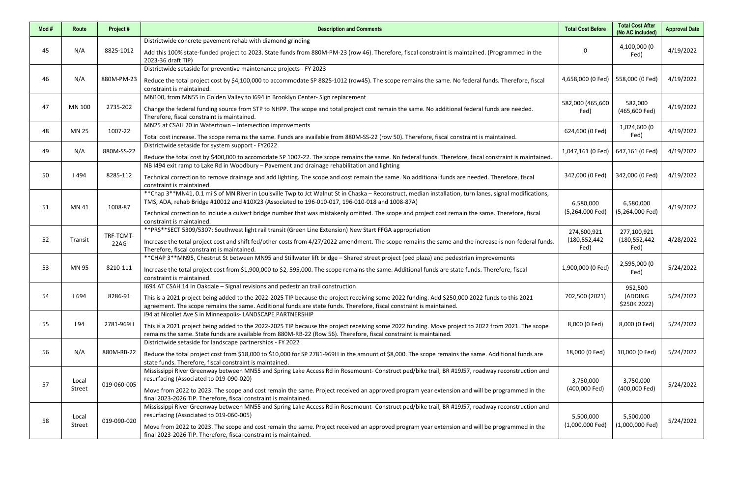| Mod # | Route | Project # | Description and Comments | Total Cost Before | Total Cost After (No AC included) | Approval Date |
|---|---|---|---|---|---|---|
| 45 | N/A | 8825-1012 | Districtwide concrete pavement rehab with diamond grinding<br>Add this 100% state-funded project to 2023. State funds from 880M-PM-23 (row 46). Therefore, fiscal constraint is maintained. (Programmed in the 2023-36 draft TIP) | 0 | 4,100,000 (0 Fed) | 4/19/2022 |
| 46 | N/A | 880M-PM-23 | Districtwide setaside for preventive maintenance projects - FY 2023<br>Reduce the total project cost by $4,100,000 to accommodate SP 8825-1012 (row45). The scope remains the same. No federal funds. Therefore, fiscal constraint is maintained. | 4,658,000 (0 Fed) | 558,000 (0 Fed) | 4/19/2022 |
| 47 | MN 100 | 2735-202 | MN100, from MN55 in Golden Valley to I694 in Brooklyn Center- Sign replacement<br>Change the federal funding source from STP to NHPP. The scope and total project cost remain the same. No additional federal funds are needed. Therefore, fiscal constraint is maintained. | 582,000 (465,600 Fed) | 582,000 (465,600 Fed) | 4/19/2022 |
| 48 | MN 25 | 1007-22 | MN25 at CSAH 20 in Watertown – Intersection improvements<br>Total cost increase. The scope remains the same. Funds are available from 880M-SS-22 (row 50). Therefore, fiscal constraint is maintained. | 624,600 (0 Fed) | 1,024,600 (0 Fed) | 4/19/2022 |
| 49 | N/A | 880M-SS-22 | Districtwide setaside for system support - FY2022<br>Reduce the total cost by $400,000 to accomodate SP 1007-22. The scope remains the same. No federal funds. Therefore, fiscal constraint is maintained. | 1,047,161 (0 Fed) | 647,161 (0 Fed) | 4/19/2022 |
| 50 | I 494 | 8285-112 | NB I494 exit ramp to Lake Rd in Woodbury – Pavement and drainage rehabilitation and lighting<br>Technical correction to remove drainage and add lighting. The scope and cost remain the same. No additional funds are needed. Therefore, fiscal constraint is maintained. | 342,000 (0 Fed) | 342,000 (0 Fed) | 4/19/2022 |
| 51 | MN 41 | 1008-87 | **Chap 3**MN41, 0.1 mi S of MN River in Louisville Twp to Jct Walnut St in Chaska – Reconstruct, median installation, turn lanes, signal modifications, TMS, ADA, rehab Bridge #10012 and #10X23 (Associated to 196-010-017, 196-010-018 and 1008-87A)<br>Technical correction to include a culvert bridge number that was mistakenly omitted. The scope and project cost remain the same. Therefore, fiscal constraint is maintained. | 6,580,000 (5,264,000 Fed) | 6,580,000 (5,264,000 Fed) | 4/19/2022 |
| 52 | Transit | TRF-TCMT-22AG | **PRS**SECT 5309/5307: Southwest light rail transit (Green Line Extension) New Start FFGA appropriation<br>Increase the total project cost and shift fed/other costs from 4/27/2022 amendment. The scope remains the same and the increase is non-federal funds. Therefore, fiscal constraint is maintained. | 274,600,921 (180,552,442 Fed) | 277,100,921 (180,552,442 Fed) | 4/28/2022 |
| 53 | MN 95 | 8210-111 | **CHAP 3**MN95, Chestnut St between MN95 and Stillwater lift bridge – Shared street project (ped plaza) and pedestrian improvements<br>Increase the total project cost from $1,900,000 to $2, 595,000. The scope remains the same. Additional funds are state funds. Therefore, fiscal constraint is maintained. | 1,900,000 (0 Fed) | 2,595,000 (0 Fed) | 5/24/2022 |
| 54 | I 694 | 8286-91 | I694 AT CSAH 14 In Oakdale – Signal revisions and pedestrian trail construction<br>This is a 2021 project being added to the 2022-2025 TIP because the project receiving some 2022 funding. Add $250,000 2022 funds to this 2021 agreement. The scope remains the same. Additional funds are state funds. Therefore, fiscal constraint is maintained. | 702,500 (2021) | 952,500 (ADDING $250K 2022) | 5/24/2022 |
| 55 | I 94 | 2781-969H | I94 at Nicollet Ave S in Minneapolis- LANDSCAPE PARTNERSHIP<br>This is a 2021 project being added to the 2022-2025 TIP because the project receiving some 2022 funding. Move project to 2022 from 2021. The scope remains the same. State funds are available from 880M-RB-22 (Row 56). Therefore, fiscal constraint is maintained. | 8,000 (0 Fed) | 8,000 (0 Fed) | 5/24/2022 |
| 56 | N/A | 880M-RB-22 | Districtwide setaside for landscape partnerships - FY 2022<br>Reduce the total project cost from $18,000 to $10,000 for SP 2781-969H in the amount of $8,000. The scope remains the same. Additional funds are state funds. Therefore, fiscal constraint is maintained. | 18,000 (0 Fed) | 10,000 (0 Fed) | 5/24/2022 |
| 57 | Local Street | 019-060-005 | Mississippi River Greenway between MN55 and Spring Lake Access Rd in Rosemount- Construct ped/bike trail, BR #19J57, roadway reconstruction and resurfacing (Associated to 019-090-020)<br>Move from 2022 to 2023. The scope and cost remain the same. Project received an approved program year extension and will be programmed in the final 2023-2026 TIP. Therefore, fiscal constraint is maintained. | 3,750,000 (400,000 Fed) | 3,750,000 (400,000 Fed) | 5/24/2022 |
| 58 | Local Street | 019-090-020 | Mississippi River Greenway between MN55 and Spring Lake Access Rd in Rosemount- Construct ped/bike trail, BR #19J57, roadway reconstruction and resurfacing (Associated to 019-060-005)<br>Move from 2022 to 2023. The scope and cost remain the same. Project received an approved program year extension and will be programmed in the final 2023-2026 TIP. Therefore, fiscal constraint is maintained. | 5,500,000 (1,000,000 Fed) | 5,500,000 (1,000,000 Fed) | 5/24/2022 |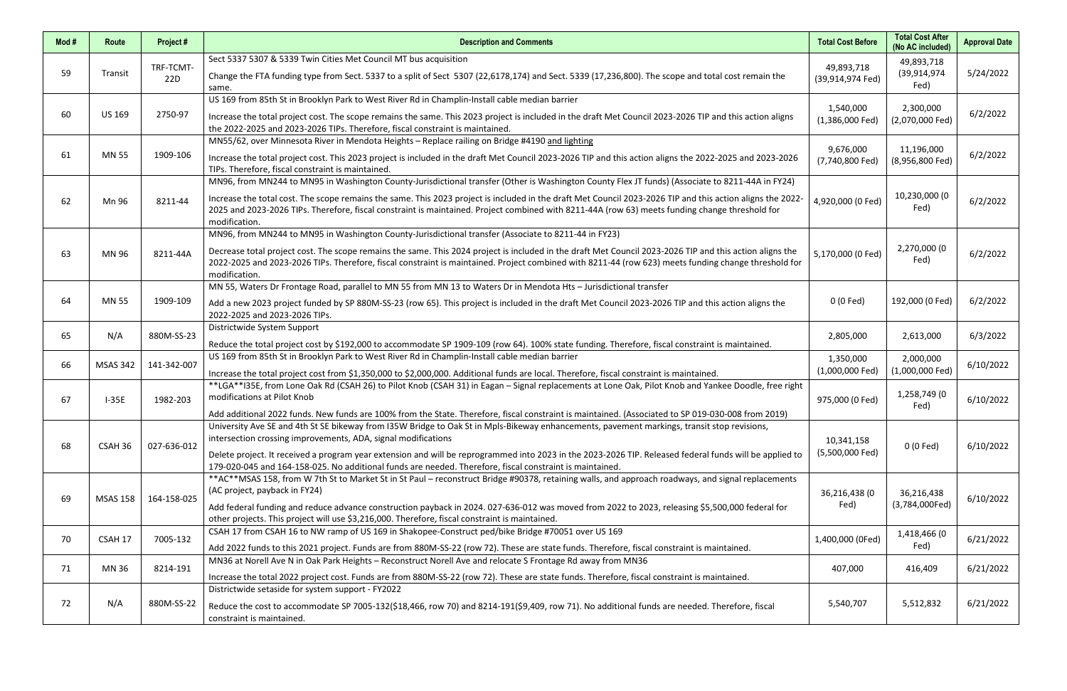| Mod # | Route | Project # | Description and Comments | Total Cost Before | Total Cost After (No AC included) | Approval Date |
|---|---|---|---|---|---|---|
| 59 | Transit | TRF-TCMT-22D | Sect 5337 5307 & 5339 Twin Cities Met Council MT bus acquisition<br><br>Change the FTA funding type from Sect. 5337 to a split of Sect 5307 (22,6178,174) and Sect. 5339 (17,236,800). The scope and total cost remain the same. | 49,893,718 (39,914,974 Fed) | 49,893,718 (39,914,974 Fed) | 5/24/2022 |
| 60 | US 169 | 2750-97 | US 169 from 85th St in Brooklyn Park to West River Rd in Champlin-Install cable median barrier<br><br>Increase the total project cost. The scope remains the same. This 2023 project is included in the draft Met Council 2023-2026 TIP and this action aligns the 2022-2025 and 2023-2026 TIPs. Therefore, fiscal constraint is maintained. | 1,540,000 (1,386,000 Fed) | 2,300,000 (2,070,000 Fed) | 6/2/2022 |
| 61 | MN 55 | 1909-106 | MN55/62, over Minnesota River in Mendota Heights – Replace railing on Bridge #4190 <u>and lighting</u><br><br>Increase the total project cost. This 2023 project is included in the draft Met Council 2023-2026 TIP and this action aligns the 2022-2025 and 2023-2026 TIPs. Therefore, fiscal constraint is maintained. | 9,676,000 (7,740,800 Fed) | 11,196,000 (8,956,800 Fed) | 6/2/2022 |
| 62 | Mn 96 | 8211-44 | MN96, from MN244 to MN95 in Washington County-Jurisdictional transfer (Other is Washington County Flex JT funds) (Associate to 8211-44A in FY24)<br><br>Increase the total cost. The scope remains the same. This 2023 project is included in the draft Met Council 2023-2026 TIP and this action aligns the 2022-2025 and 2023-2026 TIPs. Therefore, fiscal constraint is maintained. Project combined with 8211-44A (row 63) meets funding change threshold for modification. | 4,920,000 (0 Fed) | 10,230,000 (0 Fed) | 6/2/2022 |
| 63 | MN 96 | 8211-44A | MN96, from MN244 to MN95 in Washington County-Jurisdictional transfer (Associate to 8211-44 in FY23)<br><br>Decrease total project cost. The scope remains the same. This 2024 project is included in the draft Met Council 2023-2026 TIP and this action aligns the 2022-2025 and 2023-2026 TIPs. Therefore, fiscal constraint is maintained. Project combined with 8211-44 (row 623) meets funding change threshold for modification. | 5,170,000 (0 Fed) | 2,270,000 (0 Fed) | 6/2/2022 |
| 64 | MN 55 | 1909-109 | MN 55, Waters Dr Frontage Road, parallel to MN 55 from MN 13 to Waters Dr in Mendota Hts – Jurisdictional transfer<br><br>Add a new 2023 project funded by SP 880M-SS-23 (row 65). This project is included in the draft Met Council 2023-2026 TIP and this action aligns the 2022-2025 and 2023-2026 TIPs. | 0 (0 Fed) | 192,000 (0 Fed) | 6/2/2022 |
| 65 | N/A | 880M-SS-23 | Districtwide System Support<br><br>Reduce the total project cost by $192,000 to accommodate SP 1909-109 (row 64). 100% state funding. Therefore, fiscal constraint is maintained. | 2,805,000 | 2,613,000 | 6/3/2022 |
| 66 | MSAS 342 | 141-342-007 | US 169 from 85th St in Brooklyn Park to West River Rd in Champlin-Install cable median barrier<br><br>Increase the total project cost from $1,350,000 to $2,000,000. Additional funds are local. Therefore, fiscal constraint is maintained. | 1,350,000 (1,000,000 Fed) | 2,000,000 (1,000,000 Fed) | 6/10/2022 |
| 67 | I-35E | 1982-203 | **LGA**I35E, from Lone Oak Rd (CSAH 26) to Pilot Knob (CSAH 31) in Eagan – Signal replacements at Lone Oak, Pilot Knob and Yankee Doodle, free right modifications at Pilot Knob<br><br>Add additional 2022 funds. New funds are 100% from the State. Therefore, fiscal constraint is maintained. (Associated to SP 019-030-008 from 2019) | 975,000 (0 Fed) | 1,258,749 (0 Fed) | 6/10/2022 |
| 68 | CSAH 36 | 027-636-012 | University Ave SE and 4th St SE bikeway from I35W Bridge to Oak St in Mpls-Bikeway enhancements, pavement markings, transit stop revisions, intersection crossing improvements, ADA, signal modifications<br><br>Delete project. It received a program year extension and will be reprogrammed into 2023 in the 2023-2026 TIP. Released federal funds will be applied to 179-020-045 and 164-158-025. No additional funds are needed. Therefore, fiscal constraint is maintained. | 10,341,158 (5,500,000 Fed) | 0 (0 Fed) | 6/10/2022 |
| 69 | MSAS 158 | 164-158-025 | **AC**MSAS 158, from W 7th St to Market St in St Paul – reconstruct Bridge #90378, retaining walls, and approach roadways, and signal replacements (AC project, payback in FY24)<br><br>Add federal funding and reduce advance construction payback in 2024. 027-636-012 was moved from 2022 to 2023, releasing $5,500,000 federal for other projects. This project will use $3,216,000. Therefore, fiscal constraint is maintained. | 36,216,438 (0 Fed) | 36,216,438 (3,784,000Fed) | 6/10/2022 |
| 70 | CSAH 17 | 7005-132 | CSAH 17 from CSAH 16 to NW ramp of US 169 in Shakopee-Construct ped/bike Bridge #70051 over US 169<br><br>Add 2022 funds to this 2021 project. Funds are from 880M-SS-22 (row 72). These are state funds. Therefore, fiscal constraint is maintained. | 1,400,000 (0Fed) | 1,418,466 (0 Fed) | 6/21/2022 |
| 71 | MN 36 | 8214-191 | MN36 at Norell Ave N in Oak Park Heights – Reconstruct Norell Ave and relocate S Frontage Rd away from MN36<br><br>Increase the total 2022 project cost. Funds are from 880M-SS-22 (row 72). These are state funds. Therefore, fiscal constraint is maintained. | 407,000 | 416,409 | 6/21/2022 |
| 72 | N/A | 880M-SS-22 | Districtwide setaside for system support - FY2022<br><br>Reduce the cost to accommodate SP 7005-132($18,466, row 70) and 8214-191($9,409, row 71). No additional funds are needed. Therefore, fiscal constraint is maintained. | 5,540,707 | 5,512,832 | 6/21/2022 |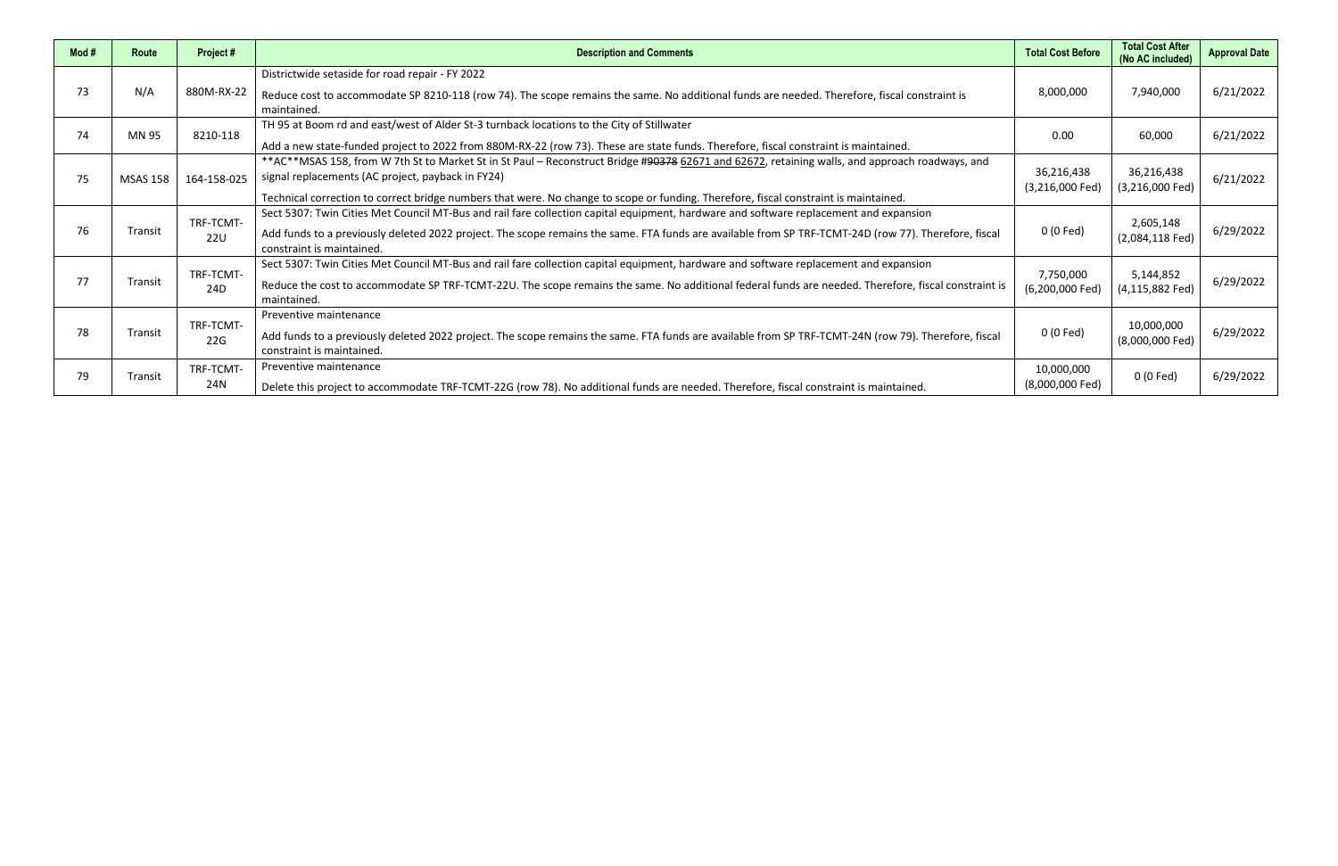| Mod # | Route | Project # | Description and Comments | Total Cost Before | Total Cost After (No AC included) | Approval Date |
|---|---|---|---|---|---|---|
| 73 | N/A | 880M-RX-22 | Districtwide setaside for road repair - FY 2022<br><br>Reduce cost to accommodate SP 8210-118 (row 74). The scope remains the same. No additional funds are needed. Therefore, fiscal constraint is maintained. | 8,000,000 | 7,940,000 | 6/21/2022 |
| 74 | MN 95 | 8210-118 | TH 95 at Boom rd and east/west of Alder St-3 turnback locations to the City of Stillwater<br><br>Add a new state-funded project to 2022 from 880M-RX-22 (row 73). These are state funds. Therefore, fiscal constraint is maintained. | 0.00 | 60,000 | 6/21/2022 |
| 75 | MSAS 158 | 164-158-025 | **AC**MSAS 158, from W 7th St to Market St in St Paul – Reconstruct Bridge #~~90378~~ 62671 and 62672, retaining walls, and approach roadways, and signal replacements (AC project, payback in FY24)<br><br>Technical correction to correct bridge numbers that were. No change to scope or funding. Therefore, fiscal constraint is maintained. | 36,216,438 (3,216,000 Fed) | 36,216,438 (3,216,000 Fed) | 6/21/2022 |
| 76 | Transit | TRF-TCMT-22U | Sect 5307: Twin Cities Met Council MT-Bus and rail fare collection capital equipment, hardware and software replacement and expansion<br><br>Add funds to a previously deleted 2022 project. The scope remains the same. FTA funds are available from SP TRF-TCMT-24D (row 77). Therefore, fiscal constraint is maintained. | 0 (0 Fed) | 2,605,148 (2,084,118 Fed) | 6/29/2022 |
| 77 | Transit | TRF-TCMT-24D | Sect 5307: Twin Cities Met Council MT-Bus and rail fare collection capital equipment, hardware and software replacement and expansion<br><br>Reduce the cost to accommodate SP TRF-TCMT-22U. The scope remains the same. No additional federal funds are needed. Therefore, fiscal constraint is maintained. | 7,750,000 (6,200,000 Fed) | 5,144,852 (4,115,882 Fed) | 6/29/2022 |
| 78 | Transit | TRF-TCMT-22G | Preventive maintenance<br><br>Add funds to a previously deleted 2022 project. The scope remains the same. FTA funds are available from SP TRF-TCMT-24N (row 79). Therefore, fiscal constraint is maintained. | 0 (0 Fed) | 10,000,000 (8,000,000 Fed) | 6/29/2022 |
| 79 | Transit | TRF-TCMT-24N | Preventive maintenance<br><br>Delete this project to accommodate TRF-TCMT-22G (row 78). No additional funds are needed. Therefore, fiscal constraint is maintained. | 10,000,000 (8,000,000 Fed) | 0 (0 Fed) | 6/29/2022 |